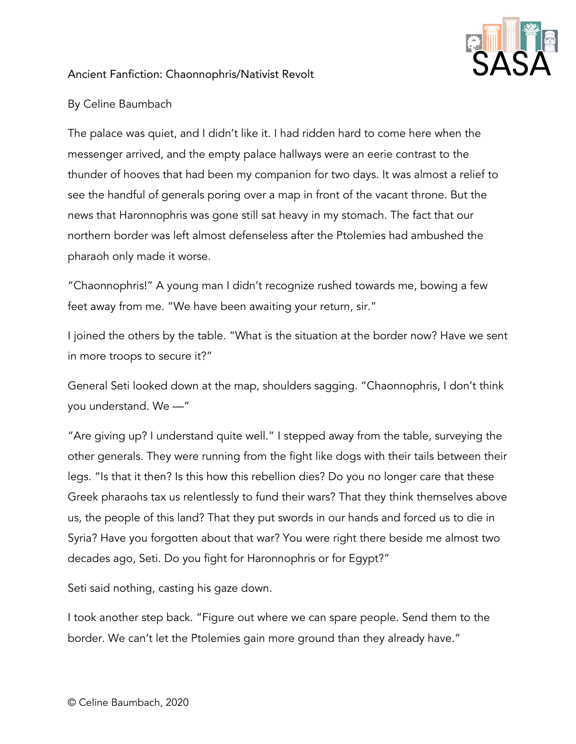Ancient Fanfiction: Chaonnophris/Nativist Revolt

By Celine Baumbach

The palace was quiet, and I didn't like it. I had ridden hard to come here when the messenger arrived, and the empty palace hallways were an eerie contrast to the thunder of hooves that had been my companion for two days. It was almost a relief to see the handful of generals poring over a map in front of the vacant throne. But the news that Haronnophris was gone still sat heavy in my stomach. The fact that our northern border was left almost defenseless after the Ptolemies had ambushed the pharaoh only made it worse.

"Chaonnophris!" A young man I didn't recognize rushed towards me, bowing a few feet away from me. "We have been awaiting your return, sir."

I joined the others by the table. "What is the situation at the border now? Have we sent in more troops to secure it?"

General Seti looked down at the map, shoulders sagging. "Chaonnophris, I don't think you understand. We —"

"Are giving up? I understand quite well." I stepped away from the table, surveying the other generals. They were running from the fight like dogs with their tails between their legs. "Is that it then? Is this how this rebellion dies? Do you no longer care that these Greek pharaohs tax us relentlessly to fund their wars? That they think themselves above us, the people of this land? That they put swords in our hands and forced us to die in Syria? Have you forgotten about that war? You were right there beside me almost two decades ago, Seti. Do you fight for Haronnophris or for Egypt?"

Seti said nothing, casting his gaze down.

I took another step back. "Figure out where we can spare people. Send them to the border. We can't let the Ptolemies gain more ground than they already have."

© Celine Baumbach, 2020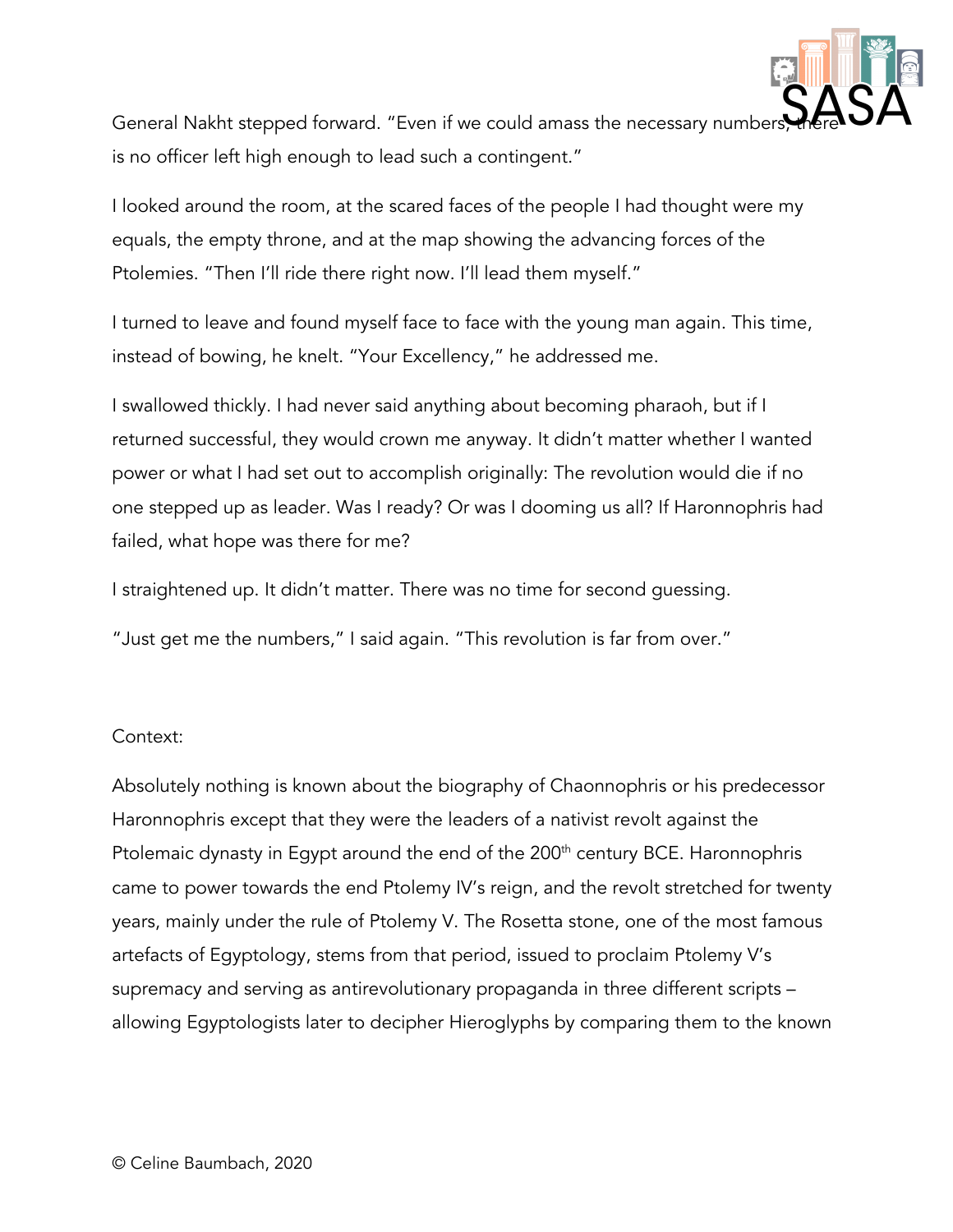General Nakht stepped forward. "Even if we could amass the necessary numbers, there is no officer left high enough to lead such a contingent."

I looked around the room, at the scared faces of the people I had thought were my equals, the empty throne, and at the map showing the advancing forces of the Ptolemies. "Then I'll ride there right now. I'll lead them myself."

I turned to leave and found myself face to face with the young man again. This time, instead of bowing, he knelt. "Your Excellency," he addressed me.

I swallowed thickly. I had never said anything about becoming pharaoh, but if I returned successful, they would crown me anyway. It didn't matter whether I wanted power or what I had set out to accomplish originally: The revolution would die if no one stepped up as leader. Was I ready? Or was I dooming us all? If Haronnophris had failed, what hope was there for me?

I straightened up. It didn't matter. There was no time for second guessing.

"Just get me the numbers," I said again. "This revolution is far from over."

Context:

Absolutely nothing is known about the biography of Chaonnophris or his predecessor Haronnophris except that they were the leaders of a nativist revolt against the Ptolemaic dynasty in Egypt around the end of the 200th century BCE. Haronnophris came to power towards the end Ptolemy IV's reign, and the revolt stretched for twenty years, mainly under the rule of Ptolemy V. The Rosetta stone, one of the most famous artefacts of Egyptology, stems from that period, issued to proclaim Ptolemy V's supremacy and serving as antirevolutionary propaganda in three different scripts – allowing Egyptologists later to decipher Hieroglyphs by comparing them to the known

© Celine Baumbach, 2020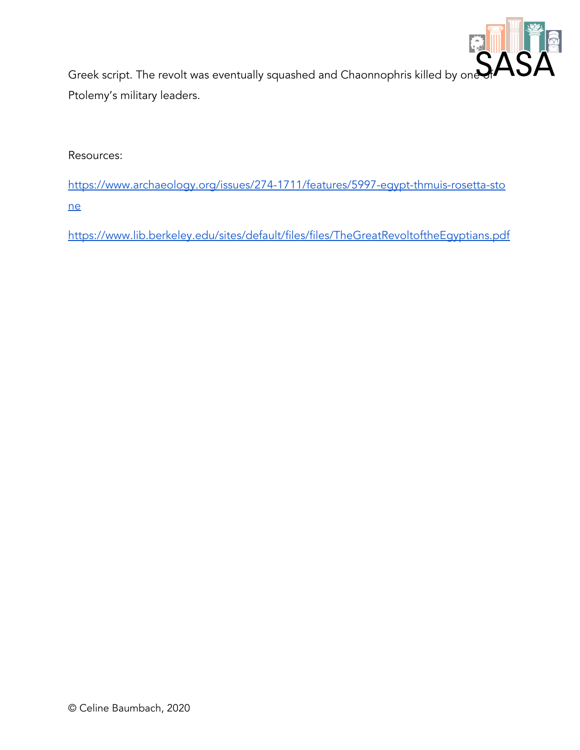Greek script. The revolt was eventually squashed and Chaonnophris killed by one of Ptolemy's military leaders.

Resources:

https://www.archaeology.org/issues/274-1711/features/5997-egypt-thmuis-rosetta-stone

https://www.lib.berkeley.edu/sites/default/files/files/TheGreatRevoltoftheEgyptians.pdf

© Celine Baumbach, 2020